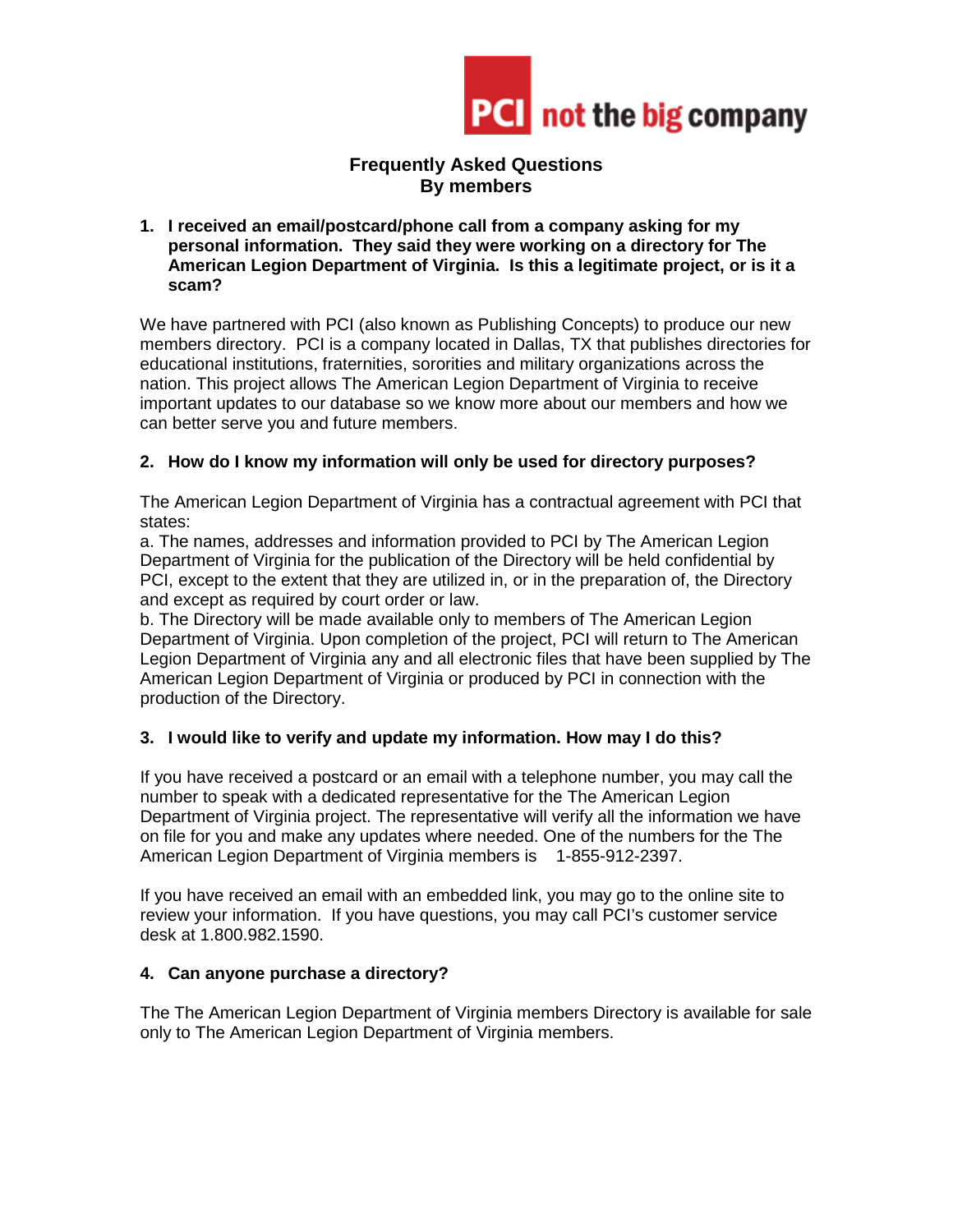PCI not the big company

# Frequently Asked Questions
## By members

**1. I received an email/postcard/phone call from a company asking for my personal information. They said they were working on a directory for The American Legion Department of Virginia. Is this a legitimate project, or is it a scam?**

We have partnered with PCI (also known as Publishing Concepts) to produce our new members directory. PCI is a company located in Dallas, TX that publishes directories for educational institutions, fraternities, sororities and military organizations across the nation. This project allows The American Legion Department of Virginia to receive important updates to our database so we know more about our members and how we can better serve you and future members.

**2. How do I know my information will only be used for directory purposes?**

The American Legion Department of Virginia has a contractual agreement with PCI that states:
a. The names, addresses and information provided to PCI by The American Legion Department of Virginia for the publication of the Directory will be held confidential by PCI, except to the extent that they are utilized in, or in the preparation of, the Directory and except as required by court order or law.
b. The Directory will be made available only to members of The American Legion Department of Virginia. Upon completion of the project, PCI will return to The American Legion Department of Virginia any and all electronic files that have been supplied by The American Legion Department of Virginia or produced by PCI in connection with the production of the Directory.

**3. I would like to verify and update my information. How may I do this?**

If you have received a postcard or an email with a telephone number, you may call the number to speak with a dedicated representative for the The American Legion Department of Virginia project. The representative will verify all the information we have on file for you and make any updates where needed. One of the numbers for the The American Legion Department of Virginia members is 1-855-912-2397.

If you have received an email with an embedded link, you may go to the online site to review your information. If you have questions, you may call PCI's customer service desk at 1.800.982.1590.

**4. Can anyone purchase a directory?**

The The American Legion Department of Virginia members Directory is available for sale only to The American Legion Department of Virginia members.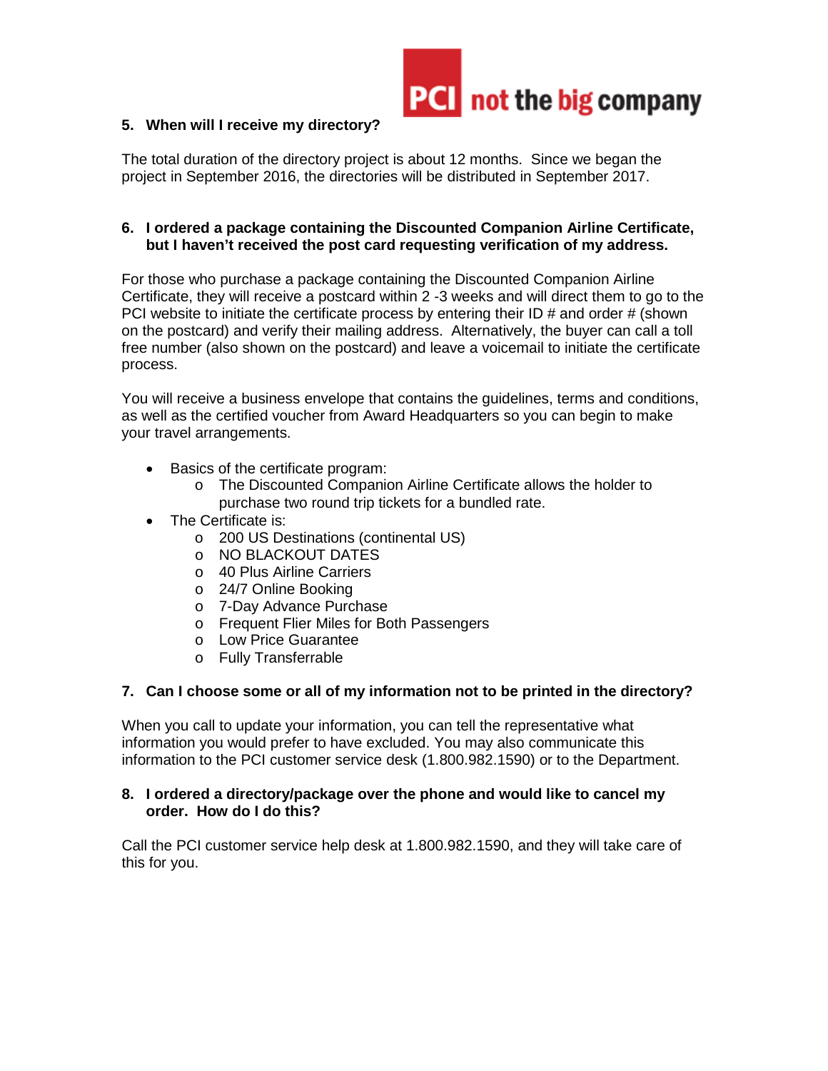PCI not the big company

5. **When will I receive my directory?**

The total duration of the directory project is about 12 months. Since we began the project in September 2016, the directories will be distributed in September 2017.

6. **I ordered a package containing the Discounted Companion Airline Certificate, but I haven't received the post card requesting verification of my address.**

For those who purchase a package containing the Discounted Companion Airline Certificate, they will receive a postcard within 2 -3 weeks and will direct them to go to the PCI website to initiate the certificate process by entering their ID # and order # (shown on the postcard) and verify their mailing address. Alternatively, the buyer can call a toll free number (also shown on the postcard) and leave a voicemail to initiate the certificate process.

You will receive a business envelope that contains the guidelines, terms and conditions, as well as the certified voucher from Award Headquarters so you can begin to make your travel arrangements.

- Basics of the certificate program:
  - The Discounted Companion Airline Certificate allows the holder to purchase two round trip tickets for a bundled rate.
- The Certificate is:
  - 200 US Destinations (continental US)
  - NO BLACKOUT DATES
  - 40 Plus Airline Carriers
  - 24/7 Online Booking
  - 7-Day Advance Purchase
  - Frequent Flier Miles for Both Passengers
  - Low Price Guarantee
  - Fully Transferrable

7. **Can I choose some or all of my information not to be printed in the directory?**

When you call to update your information, you can tell the representative what information you would prefer to have excluded. You may also communicate this information to the PCI customer service desk (1.800.982.1590) or to the Department.

8. **I ordered a directory/package over the phone and would like to cancel my order. How do I do this?**

Call the PCI customer service help desk at 1.800.982.1590, and they will take care of this for you.